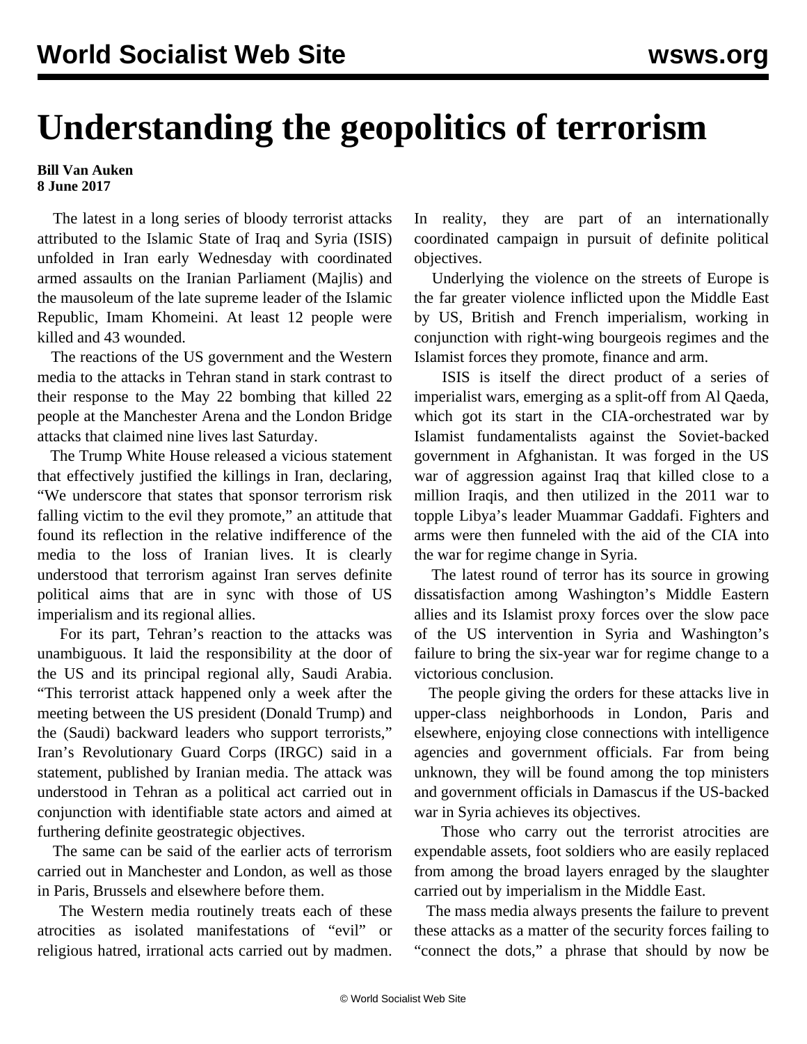# Understanding the geopolitics of terrorism

**Bill Van Auken**
**8 June 2017**

The latest in a long series of bloody terrorist attacks attributed to the Islamic State of Iraq and Syria (ISIS) unfolded in Iran early Wednesday with coordinated armed assaults on the Iranian Parliament (Majlis) and the mausoleum of the late supreme leader of the Islamic Republic, Imam Khomeini. At least 12 people were killed and 43 wounded.

The reactions of the US government and the Western media to the attacks in Tehran stand in stark contrast to their response to the May 22 bombing that killed 22 people at the Manchester Arena and the London Bridge attacks that claimed nine lives last Saturday.

The Trump White House released a vicious statement that effectively justified the killings in Iran, declaring, "We underscore that states that sponsor terrorism risk falling victim to the evil they promote," an attitude that found its reflection in the relative indifference of the media to the loss of Iranian lives. It is clearly understood that terrorism against Iran serves definite political aims that are in sync with those of US imperialism and its regional allies.

For its part, Tehran's reaction to the attacks was unambiguous. It laid the responsibility at the door of the US and its principal regional ally, Saudi Arabia. "This terrorist attack happened only a week after the meeting between the US president (Donald Trump) and the (Saudi) backward leaders who support terrorists," Iran's Revolutionary Guard Corps (IRGC) said in a statement, published by Iranian media. The attack was understood in Tehran as a political act carried out in conjunction with identifiable state actors and aimed at furthering definite geostrategic objectives.

The same can be said of the earlier acts of terrorism carried out in Manchester and London, as well as those in Paris, Brussels and elsewhere before them.

The Western media routinely treats each of these atrocities as isolated manifestations of "evil" or religious hatred, irrational acts carried out by madmen. In reality, they are part of an internationally coordinated campaign in pursuit of definite political objectives.

Underlying the violence on the streets of Europe is the far greater violence inflicted upon the Middle East by US, British and French imperialism, working in conjunction with right-wing bourgeois regimes and the Islamist forces they promote, finance and arm.

ISIS is itself the direct product of a series of imperialist wars, emerging as a split-off from Al Qaeda, which got its start in the CIA-orchestrated war by Islamist fundamentalists against the Soviet-backed government in Afghanistan. It was forged in the US war of aggression against Iraq that killed close to a million Iraqis, and then utilized in the 2011 war to topple Libya's leader Muammar Gaddafi. Fighters and arms were then funneled with the aid of the CIA into the war for regime change in Syria.

The latest round of terror has its source in growing dissatisfaction among Washington's Middle Eastern allies and its Islamist proxy forces over the slow pace of the US intervention in Syria and Washington's failure to bring the six-year war for regime change to a victorious conclusion.

The people giving the orders for these attacks live in upper-class neighborhoods in London, Paris and elsewhere, enjoying close connections with intelligence agencies and government officials. Far from being unknown, they will be found among the top ministers and government officials in Damascus if the US-backed war in Syria achieves its objectives.

Those who carry out the terrorist atrocities are expendable assets, foot soldiers who are easily replaced from among the broad layers enraged by the slaughter carried out by imperialism in the Middle East.

The mass media always presents the failure to prevent these attacks as a matter of the security forces failing to "connect the dots," a phrase that should by now be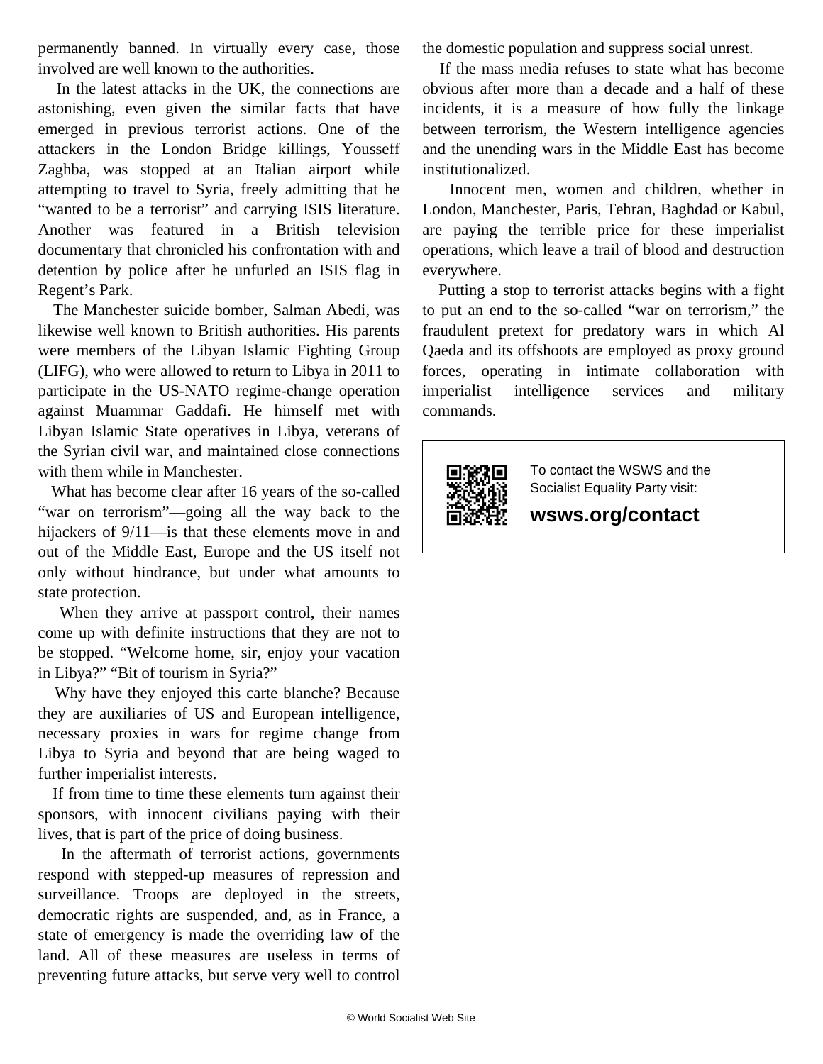permanently banned. In virtually every case, those involved are well known to the authorities.

In the latest attacks in the UK, the connections are astonishing, even given the similar facts that have emerged in previous terrorist actions. One of the attackers in the London Bridge killings, Yousseff Zaghba, was stopped at an Italian airport while attempting to travel to Syria, freely admitting that he "wanted to be a terrorist" and carrying ISIS literature. Another was featured in a British television documentary that chronicled his confrontation with and detention by police after he unfurled an ISIS flag in Regent's Park.

The Manchester suicide bomber, Salman Abedi, was likewise well known to British authorities. His parents were members of the Libyan Islamic Fighting Group (LIFG), who were allowed to return to Libya in 2011 to participate in the US-NATO regime-change operation against Muammar Gaddafi. He himself met with Libyan Islamic State operatives in Libya, veterans of the Syrian civil war, and maintained close connections with them while in Manchester.

What has become clear after 16 years of the so-called "war on terrorism"—going all the way back to the hijackers of 9/11—is that these elements move in and out of the Middle East, Europe and the US itself not only without hindrance, but under what amounts to state protection.

When they arrive at passport control, their names come up with definite instructions that they are not to be stopped. "Welcome home, sir, enjoy your vacation in Libya?" "Bit of tourism in Syria?"

Why have they enjoyed this carte blanche? Because they are auxiliaries of US and European intelligence, necessary proxies in wars for regime change from Libya to Syria and beyond that are being waged to further imperialist interests.

If from time to time these elements turn against their sponsors, with innocent civilians paying with their lives, that is part of the price of doing business.

In the aftermath of terrorist actions, governments respond with stepped-up measures of repression and surveillance. Troops are deployed in the streets, democratic rights are suspended, and, as in France, a state of emergency is made the overriding law of the land. All of these measures are useless in terms of preventing future attacks, but serve very well to control the domestic population and suppress social unrest.

If the mass media refuses to state what has become obvious after more than a decade and a half of these incidents, it is a measure of how fully the linkage between terrorism, the Western intelligence agencies and the unending wars in the Middle East has become institutionalized.

Innocent men, women and children, whether in London, Manchester, Paris, Tehran, Baghdad or Kabul, are paying the terrible price for these imperialist operations, which leave a trail of blood and destruction everywhere.

Putting a stop to terrorist attacks begins with a fight to put an end to the so-called "war on terrorism," the fraudulent pretext for predatory wars in which Al Qaeda and its offshoots are employed as proxy ground forces, operating in intimate collaboration with imperialist intelligence services and military commands.

To contact the WSWS and the Socialist Equality Party visit:

**wsws.org/contact**